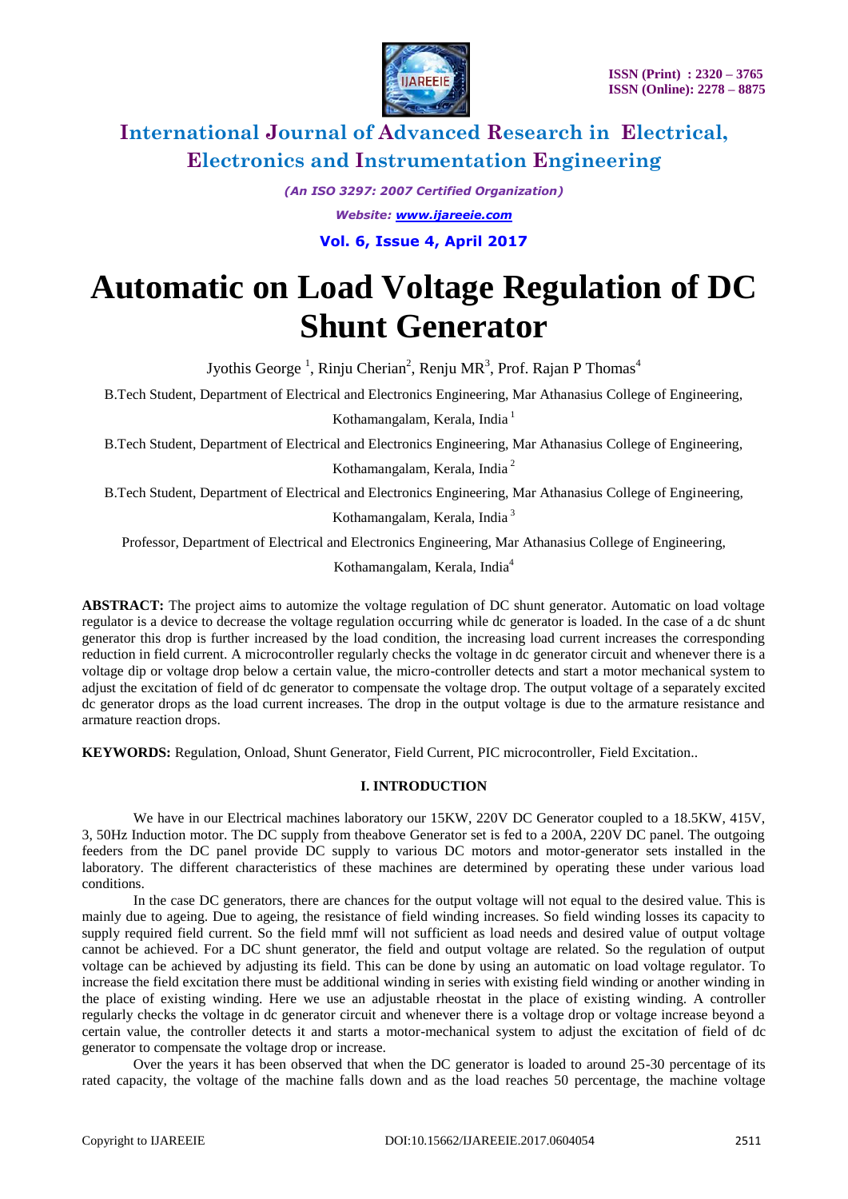# Automatic on Load Voltage Regulation of DC Shunt Generator

Jyothis George [1], Rinju Cherian[2], Renju MR[3], Prof. Rajan P Thomas[4]

B.Tech Student, Department of Electrical and Electronics Engineering, Mar Athanasius College of Engineering, Kothamangalam, Kerala, India [1]

B.Tech Student, Department of Electrical and Electronics Engineering, Mar Athanasius College of Engineering, Kothamangalam, Kerala, India [2]

B.Tech Student, Department of Electrical and Electronics Engineering, Mar Athanasius College of Engineering, Kothamangalam, Kerala, India [3]

Professor, Department of Electrical and Electronics Engineering, Mar Athanasius College of Engineering, Kothamangalam, Kerala, India[4]

**ABSTRACT:** The project aims to automize the voltage regulation of DC shunt generator. Automatic on load voltage regulator is a device to decrease the voltage regulation occurring while dc generator is loaded. In the case of a dc shunt generator this drop is further increased by the load condition, the increasing load current increases the corresponding reduction in field current. A microcontroller regularly checks the voltage in dc generator circuit and whenever there is a voltage dip or voltage drop below a certain value, the micro-controller detects and start a motor mechanical system to adjust the excitation of field of dc generator to compensate the voltage drop. The output voltage of a separately excited dc generator drops as the load current increases. The drop in the output voltage is due to the armature resistance and armature reaction drops.

**KEYWORDS:** Regulation, Onload, Shunt Generator, Field Current, PIC microcontroller, Field Excitation..

## I. INTRODUCTION

We have in our Electrical machines laboratory our 15KW, 220V DC Generator coupled to a 18.5KW, 415V, 3, 50Hz Induction motor. The DC supply from theabove Generator set is fed to a 200A, 220V DC panel. The outgoing feeders from the DC panel provide DC supply to various DC motors and motor-generator sets installed in the laboratory. The different characteristics of these machines are determined by operating these under various load conditions.

In the case DC generators, there are chances for the output voltage will not equal to the desired value. This is mainly due to ageing. Due to ageing, the resistance of field winding increases. So field winding losses its capacity to supply required field current. So the field mmf will not sufficient as load needs and desired value of output voltage cannot be achieved. For a DC shunt generator, the field and output voltage are related. So the regulation of output voltage can be achieved by adjusting its field. This can be done by using an automatic on load voltage regulator. To increase the field excitation there must be additional winding in series with existing field winding or another winding in the place of existing winding. Here we use an adjustable rheostat in the place of existing winding. A controller regularly checks the voltage in dc generator circuit and whenever there is a voltage drop or voltage increase beyond a certain value, the controller detects it and starts a motor-mechanical system to adjust the excitation of field of dc generator to compensate the voltage drop or increase.

Over the years it has been observed that when the DC generator is loaded to around 25-30 percentage of its rated capacity, the voltage of the machine falls down and as the load reaches 50 percentage, the machine voltage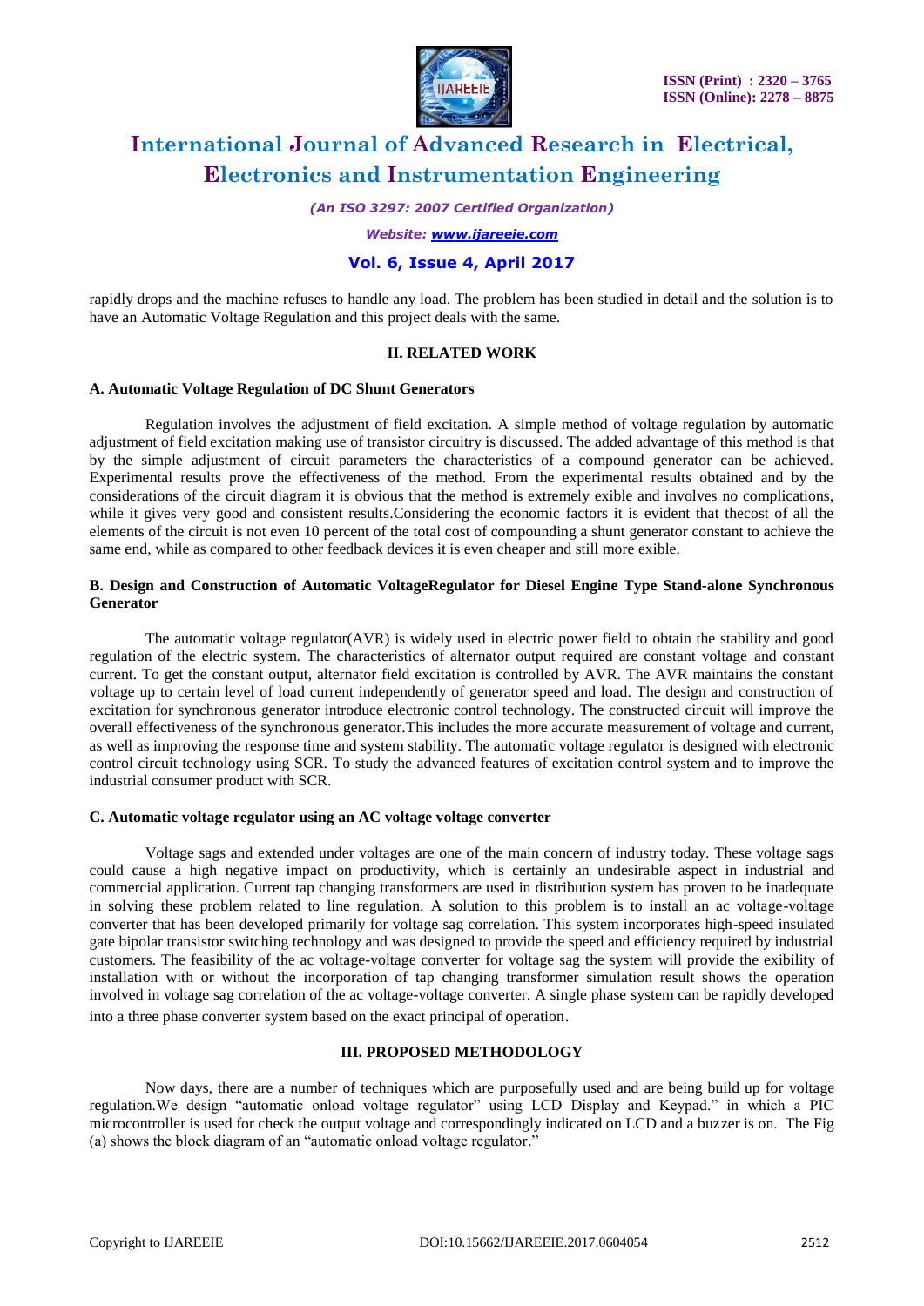rapidly drops and the machine refuses to handle any load. The problem has been studied in detail and the solution is to have an Automatic Voltage Regulation and this project deals with the same.

## II. RELATED WORK

### A. Automatic Voltage Regulation of DC Shunt Generators

Regulation involves the adjustment of field excitation. A simple method of voltage regulation by automatic adjustment of field excitation making use of transistor circuitry is discussed. The added advantage of this method is that by the simple adjustment of circuit parameters the characteristics of a compound generator can be achieved. Experimental results prove the effectiveness of the method. From the experimental results obtained and by the considerations of the circuit diagram it is obvious that the method is extremely exible and involves no complications, while it gives very good and consistent results.Considering the economic factors it is evident that thecost of all the elements of the circuit is not even 10 percent of the total cost of compounding a shunt generator constant to achieve the same end, while as compared to other feedback devices it is even cheaper and still more exible.

### B. Design and Construction of Automatic VoltageRegulator for Diesel Engine Type Stand-alone Synchronous Generator

The automatic voltage regulator(AVR) is widely used in electric power field to obtain the stability and good regulation of the electric system. The characteristics of alternator output required are constant voltage and constant current. To get the constant output, alternator field excitation is controlled by AVR. The AVR maintains the constant voltage up to certain level of load current independently of generator speed and load. The design and construction of excitation for synchronous generator introduce electronic control technology. The constructed circuit will improve the overall effectiveness of the synchronous generator.This includes the more accurate measurement of voltage and current, as well as improving the response time and system stability. The automatic voltage regulator is designed with electronic control circuit technology using SCR. To study the advanced features of excitation control system and to improve the industrial consumer product with SCR.

### C. Automatic voltage regulator using an AC voltage voltage converter

Voltage sags and extended under voltages are one of the main concern of industry today. These voltage sags could cause a high negative impact on productivity, which is certainly an undesirable aspect in industrial and commercial application. Current tap changing transformers are used in distribution system has proven to be inadequate in solving these problem related to line regulation. A solution to this problem is to install an ac voltage-voltage converter that has been developed primarily for voltage sag correlation. This system incorporates high-speed insulated gate bipolar transistor switching technology and was designed to provide the speed and efficiency required by industrial customers. The feasibility of the ac voltage-voltage converter for voltage sag the system will provide the exibility of installation with or without the incorporation of tap changing transformer simulation result shows the operation involved in voltage sag correlation of the ac voltage-voltage converter. A single phase system can be rapidly developed into a three phase converter system based on the exact principal of operation.

## III. PROPOSED METHODOLOGY

Now days, there are a number of techniques which are purposefully used and are being build up for voltage regulation.We design "automatic onload voltage regulator" using LCD Display and Keypad." in which a PIC microcontroller is used for check the output voltage and correspondingly indicated on LCD and a buzzer is on. The Fig (a) shows the block diagram of an "automatic onload voltage regulator."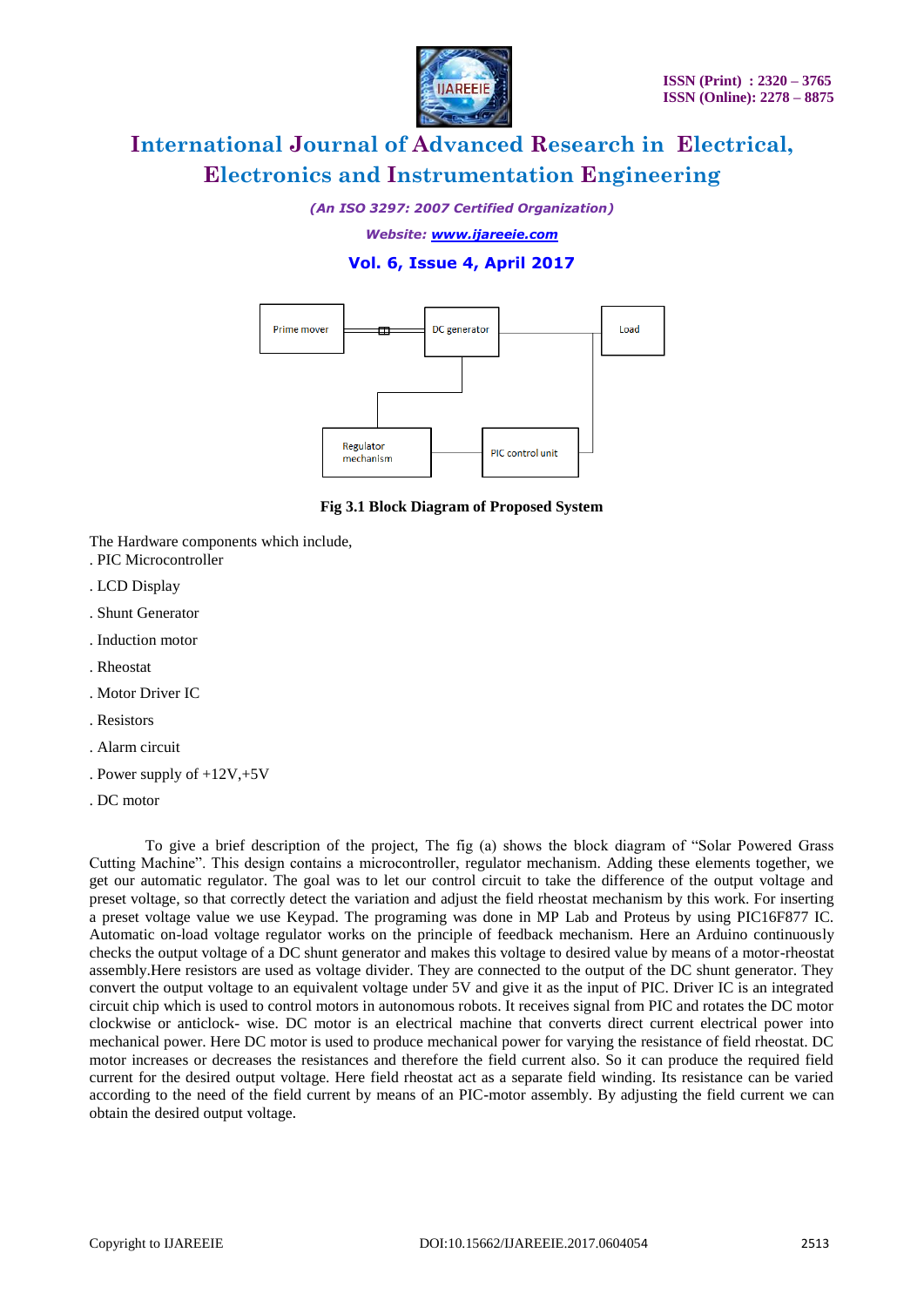Fig 3.1 Block Diagram of Proposed System

The Hardware components which include,

. PIC Microcontroller

. LCD Display

. Shunt Generator

. Induction motor

. Rheostat

. Motor Driver IC

. Resistors

. Alarm circuit

. Power supply of +12V,+5V

. DC motor

To give a brief description of the project, The fig (a) shows the block diagram of "Solar Powered Grass Cutting Machine". This design contains a microcontroller, regulator mechanism. Adding these elements together, we get our automatic regulator. The goal was to let our control circuit to take the difference of the output voltage and preset voltage, so that correctly detect the variation and adjust the field rheostat mechanism by this work. For inserting a preset voltage value we use Keypad. The programing was done in MP Lab and Proteus by using PIC16F877 IC. Automatic on-load voltage regulator works on the principle of feedback mechanism. Here an Arduino continuously checks the output voltage of a DC shunt generator and makes this voltage to desired value by means of a motor-rheostat assembly.Here resistors are used as voltage divider. They are connected to the output of the DC shunt generator. They convert the output voltage to an equivalent voltage under 5V and give it as the input of PIC. Driver IC is an integrated circuit chip which is used to control motors in autonomous robots. It receives signal from PIC and rotates the DC motor clockwise or anticlock- wise. DC motor is an electrical machine that converts direct current electrical power into mechanical power. Here DC motor is used to produce mechanical power for varying the resistance of field rheostat. DC motor increases or decreases the resistances and therefore the field current also. So it can produce the required field current for the desired output voltage. Here field rheostat act as a separate field winding. Its resistance can be varied according to the need of the field current by means of an PIC-motor assembly. By adjusting the field current we can obtain the desired output voltage.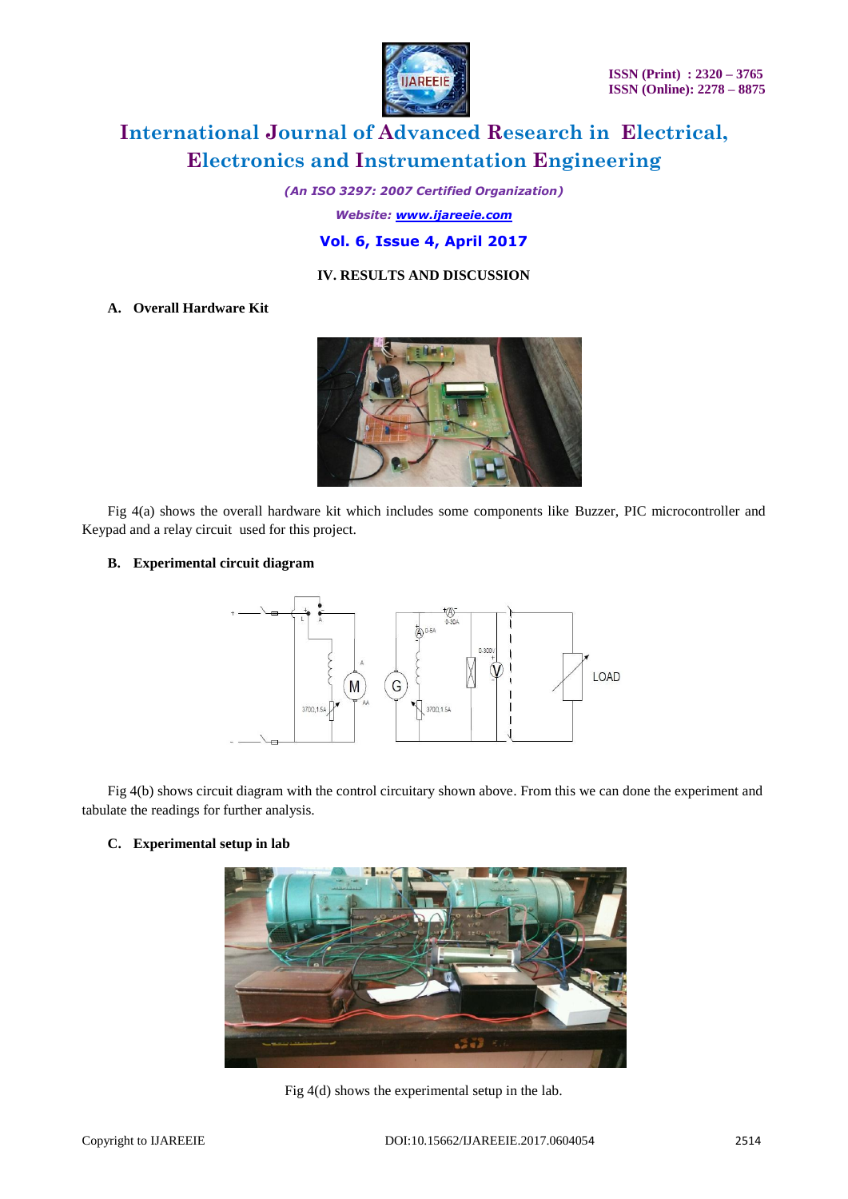## IV. RESULTS AND DISCUSSION

### A. Overall Hardware Kit

Fig 4(a) shows the overall hardware kit which includes some components like Buzzer, PIC microcontroller and Keypad and a relay circuit used for this project.

### B. Experimental circuit diagram

Fig 4(b) shows circuit diagram with the control circuitary shown above. From this we can done the experiment and tabulate the readings for further analysis.

### C. Experimental setup in lab

Fig 4(d) shows the experimental setup in the lab.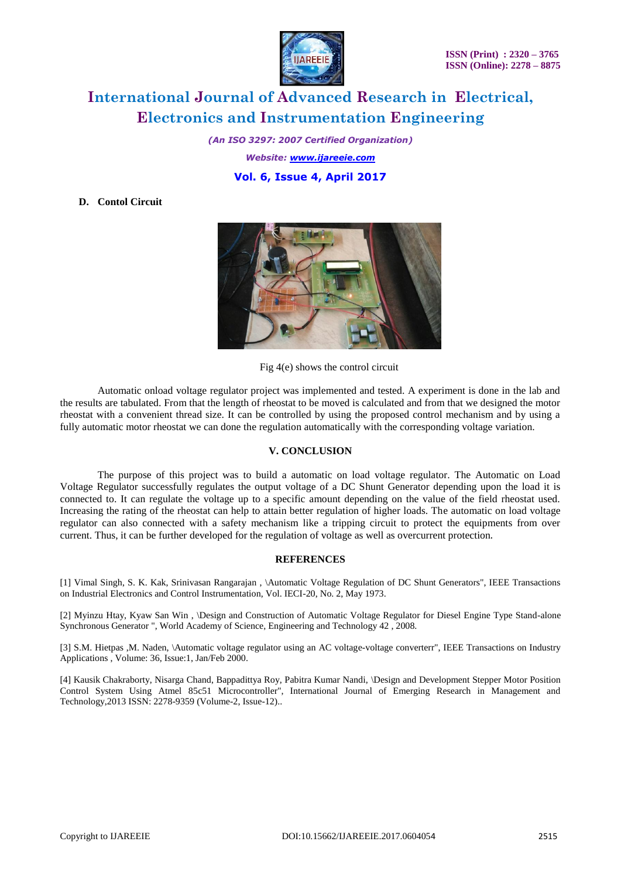### D. Contol Circuit

Fig 4(e) shows the control circuit

Automatic onload voltage regulator project was implemented and tested. A experiment is done in the lab and the results are tabulated. From that the length of rheostat to be moved is calculated and from that we designed the motor rheostat with a convenient thread size. It can be controlled by using the proposed control mechanism and by using a fully automatic motor rheostat we can done the regulation automatically with the corresponding voltage variation.

## V. CONCLUSION

The purpose of this project was to build a automatic on load voltage regulator. The Automatic on Load Voltage Regulator successfully regulates the output voltage of a DC Shunt Generator depending upon the load it is connected to. It can regulate the voltage up to a specific amount depending on the value of the field rheostat used. Increasing the rating of the rheostat can help to attain better regulation of higher loads. The automatic on load voltage regulator can also connected with a safety mechanism like a tripping circuit to protect the equipments from over current. Thus, it can be further developed for the regulation of voltage as well as overcurrent protection.

## REFERENCES

[1] Vimal Singh, S. K. Kak, Srinivasan Rangarajan , \Automatic Voltage Regulation of DC Shunt Generators", IEEE Transactions on Industrial Electronics and Control Instrumentation, Vol. IECI-20, No. 2, May 1973.

[2] Myinzu Htay, Kyaw San Win , \Design and Construction of Automatic Voltage Regulator for Diesel Engine Type Stand-alone Synchronous Generator ", World Academy of Science, Engineering and Technology 42 , 2008.

[3] S.M. Hietpas ,M. Naden, \Automatic voltage regulator using an AC voltage-voltage converterr", IEEE Transactions on Industry Applications , Volume: 36, Issue:1, Jan/Feb 2000.

[4] Kausik Chakraborty, Nisarga Chand, Bappadittya Roy, Pabitra Kumar Nandi, \Design and Development Stepper Motor Position Control System Using Atmel 85c51 Microcontroller", International Journal of Emerging Research in Management and Technology,2013 ISSN: 2278-9359 (Volume-2, Issue-12)..